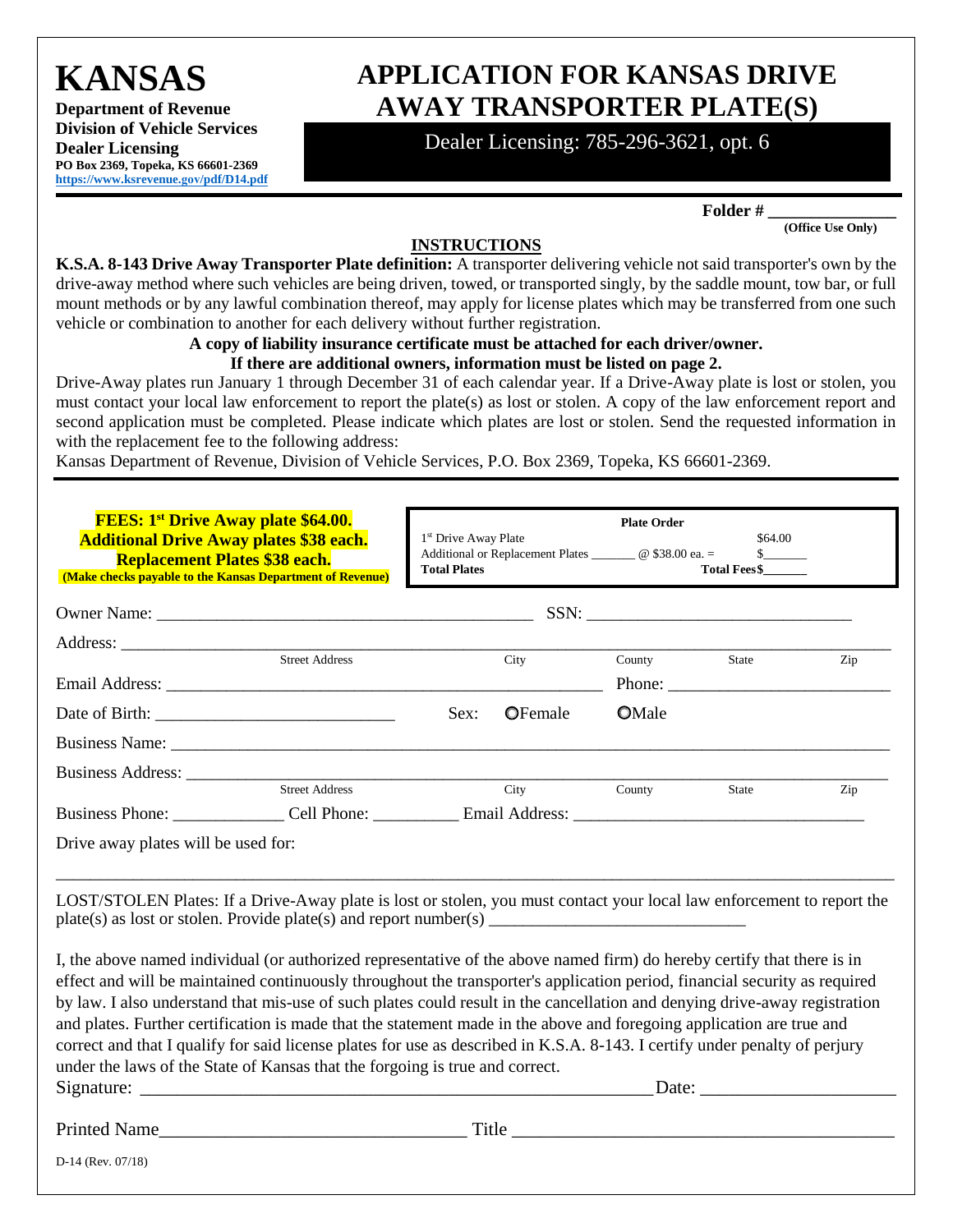# KANSAS

**Department of Revenue**
**Division of Vehicle Services**
**Dealer Licensing**
**PO Box 2369, Topeka, KS 66601-2369**
**https://www.ksrevenue.gov/pdf/D14.pdf**

# APPLICATION FOR KANSAS DRIVE AWAY TRANSPORTER PLATE(S)

Dealer Licensing: 785-296-3621, opt. 6

**Folder # ______________**
**(Office Use Only)**

## INSTRUCTIONS

**K.S.A. 8-143 Drive Away Transporter Plate definition:** A transporter delivering vehicle not said transporter's own by the drive-away method where such vehicles are being driven, towed, or transported singly, by the saddle mount, tow bar, or full mount methods or by any lawful combination thereof, may apply for license plates which may be transferred from one such vehicle or combination to another for each delivery without further registration.

**A copy of liability insurance certificate must be attached for each driver/owner.**
**If there are additional owners, information must be listed on page 2.**

Drive-Away plates run January 1 through December 31 of each calendar year. If a Drive-Away plate is lost or stolen, you must contact your local law enforcement to report the plate(s) as lost or stolen. A copy of the law enforcement report and second application must be completed. Please indicate which plates are lost or stolen. Send the requested information in with the replacement fee to the following address:
Kansas Department of Revenue, Division of Vehicle Services, P.O. Box 2369, Topeka, KS 66601-2369.

**FEES: 1st Drive Away plate $64.00.**
**Additional Drive Away plates $38 each.**
**Replacement Plates $38 each.**
**(Make checks payable to the Kansas Department of Revenue)**

| Plate Order | | |
|---|---|---|
| 1st Drive Away Plate | | $64.00 |
| Additional or Replacement Plates _______ | @ $38.00 ea. = | $_______ |
| **Total Plates** | | **Total Fees$_______** |

Owner Name: ________________________________________ SSN: ______________________________

Address: ______________________________________________________________________________
Street Address | City | County | State | Zip

Email Address: ________________________________________ Phone: __________________________

Date of Birth: ___________________________ Sex: ○Female ○Male

Business Name: ________________________________________________________________________

Business Address: _____________________________________________________________________
Street Address | City | County | State | Zip

Business Phone: _____________ Cell Phone: __________ Email Address: __________________________________

Drive away plates will be used for:

_______________________________________________________________________________________

LOST/STOLEN Plates: If a Drive-Away plate is lost or stolen, you must contact your local law enforcement to report the plate(s) as lost or stolen. Provide plate(s) and report number(s) ______________________________

I, the above named individual (or authorized representative of the above named firm) do hereby certify that there is in effect and will be maintained continuously throughout the transporter's application period, financial security as required by law. I also understand that mis-use of such plates could result in the cancellation and denying drive-away registration and plates. Further certification is made that the statement made in the above and foregoing application are true and correct and that I qualify for said license plates for use as described in K.S.A. 8-143. I certify under penalty of perjury under the laws of the State of Kansas that the forgoing is true and correct.

Signature: ________________________________________________________ Date: ____________________

Printed Name_________________________________ Title ________________________________________

D-14 (Rev. 07/18)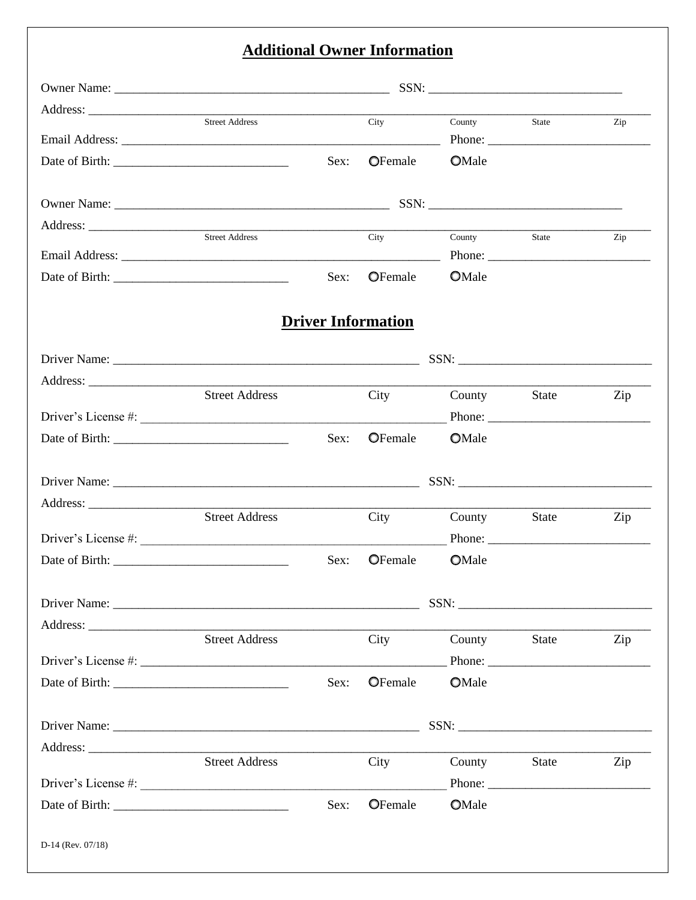## Additional Owner Information

Owner Name: _____________________________________________ SSN: ______________________________

Address: ____________________________________________________________________________________
Street Address City County State Zip

Email Address: ___________________________________________________ Phone: _________________________

Date of Birth: ___________________________ Sex: ○Female ○Male

Owner Name: _____________________________________________ SSN: ______________________________

Address: ____________________________________________________________________________________
Street Address City County State Zip

Email Address: ___________________________________________________ Phone: _________________________

Date of Birth: ___________________________ Sex: ○Female ○Male

## Driver Information

Driver Name: __________________________________________________ SSN: ______________________________

Address: ____________________________________________________________________________________
Street Address City County State Zip

Driver's License #: ______________________________________________ Phone: _________________________

Date of Birth: ___________________________ Sex: ○Female ○Male

Driver Name: __________________________________________________ SSN: ______________________________

Address: ____________________________________________________________________________________
Street Address City County State Zip

Driver's License #: ______________________________________________ Phone: _________________________

Date of Birth: ___________________________ Sex: ○Female ○Male

Driver Name: __________________________________________________ SSN: ______________________________

Address: ____________________________________________________________________________________
Street Address City County State Zip

Driver's License #: ______________________________________________ Phone: _________________________

Date of Birth: ___________________________ Sex: ○Female ○Male

Driver Name: __________________________________________________ SSN: ______________________________

Address: ____________________________________________________________________________________
Street Address City County State Zip

Driver's License #: ______________________________________________ Phone: _________________________

Date of Birth: ___________________________ Sex: ○Female ○Male

D-14 (Rev. 07/18)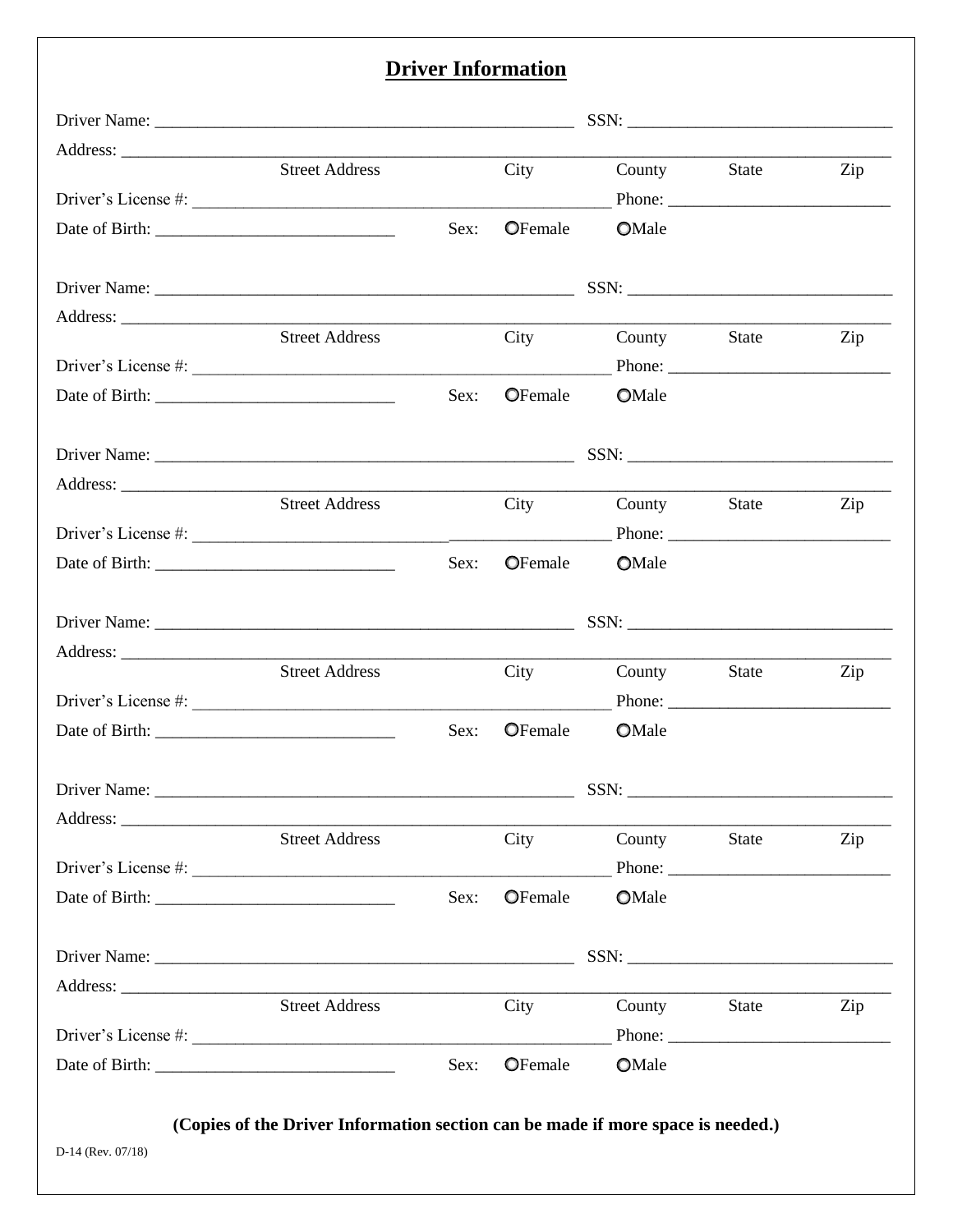## Driver Information

Driver Name: ___________________________________________ SSN: ___________________________

Address: ______________________________________________________________________________

Street Address City County State Zip

Driver's License #: ___________________________________________ Phone: _______________________

Date of Birth: ________________________ Sex: ○Female ○Male

Driver Name: ___________________________________________ SSN: ___________________________

Address: ______________________________________________________________________________

Street Address City County State Zip

Driver's License #: ___________________________________________ Phone: _______________________

Date of Birth: ________________________ Sex: ○Female ○Male

Driver Name: ___________________________________________ SSN: ___________________________

Address: ______________________________________________________________________________

Street Address City County State Zip

Driver's License #: ___________________________________________ Phone: _______________________

Date of Birth: ________________________ Sex: ○Female ○Male

Driver Name: ___________________________________________ SSN: ___________________________

Address: ______________________________________________________________________________

Street Address City County State Zip

Driver's License #: ___________________________________________ Phone: _______________________

Date of Birth: ________________________ Sex: ○Female ○Male

Driver Name: ___________________________________________ SSN: ___________________________

Address: ______________________________________________________________________________

Street Address City County State Zip

Driver's License #: ___________________________________________ Phone: _______________________

Date of Birth: ________________________ Sex: ○Female ○Male

Driver Name: ___________________________________________ SSN: ___________________________

Address: ______________________________________________________________________________

Street Address City County State Zip

Driver's License #: ___________________________________________ Phone: _______________________

Date of Birth: ________________________ Sex: ○Female ○Male

**(Copies of the Driver Information section can be made if more space is needed.)**

D-14 (Rev. 07/18)